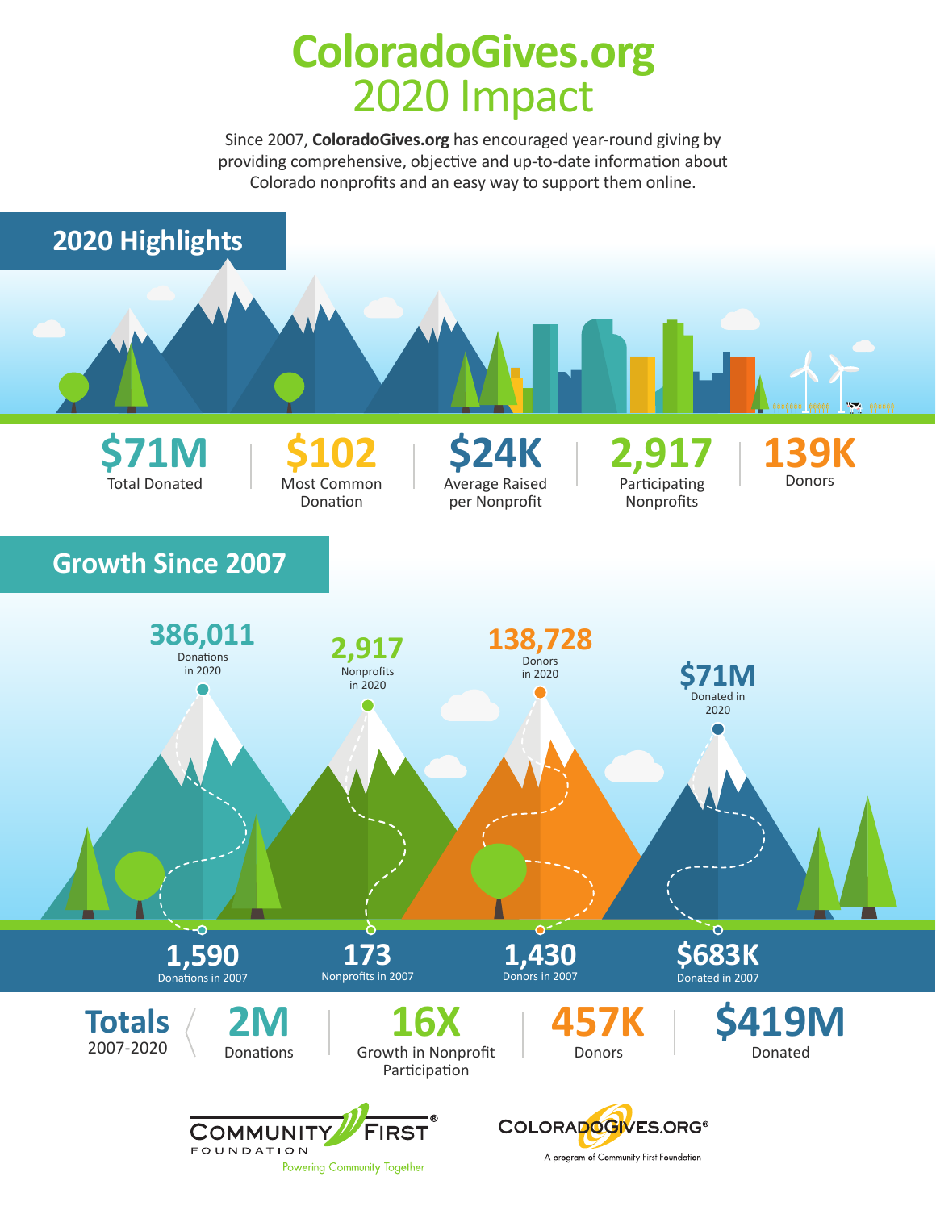# ColoradoGives.org 2020 Impact

Since 2007, **ColoradoGives.org** has encouraged year-round giving by providing comprehensive, objective and up-to-date information about Colorado nonprofits and an easy way to support them online.

## 2020 Highlights

**$71M**
Total Donated

**$102**
Most Common Donation

**$24K**
Average Raised per Nonprofit

**2,917**
Participating Nonprofits

**139K**
Donors

## Growth Since 2007

**386,011**
Donations in 2020

**2,917**
Nonprofits in 2020

**138,728**
Donors in 2020

**$71M**
Donated in 2020

**1,590**
Donations in 2007

**173**
Nonprofits in 2007

**1,430**
Donors in 2007

**$683K**
Donated in 2007

**Totals** 2007-2020

**2M**
Donations

**16X**
Growth in Nonprofit Participation

**457K**
Donors

**$419M**
Donated

COMMUNITY FIRST® FOUNDATION
Powering Community Together

COLORADOGIVES.ORG®
A program of Community First Foundation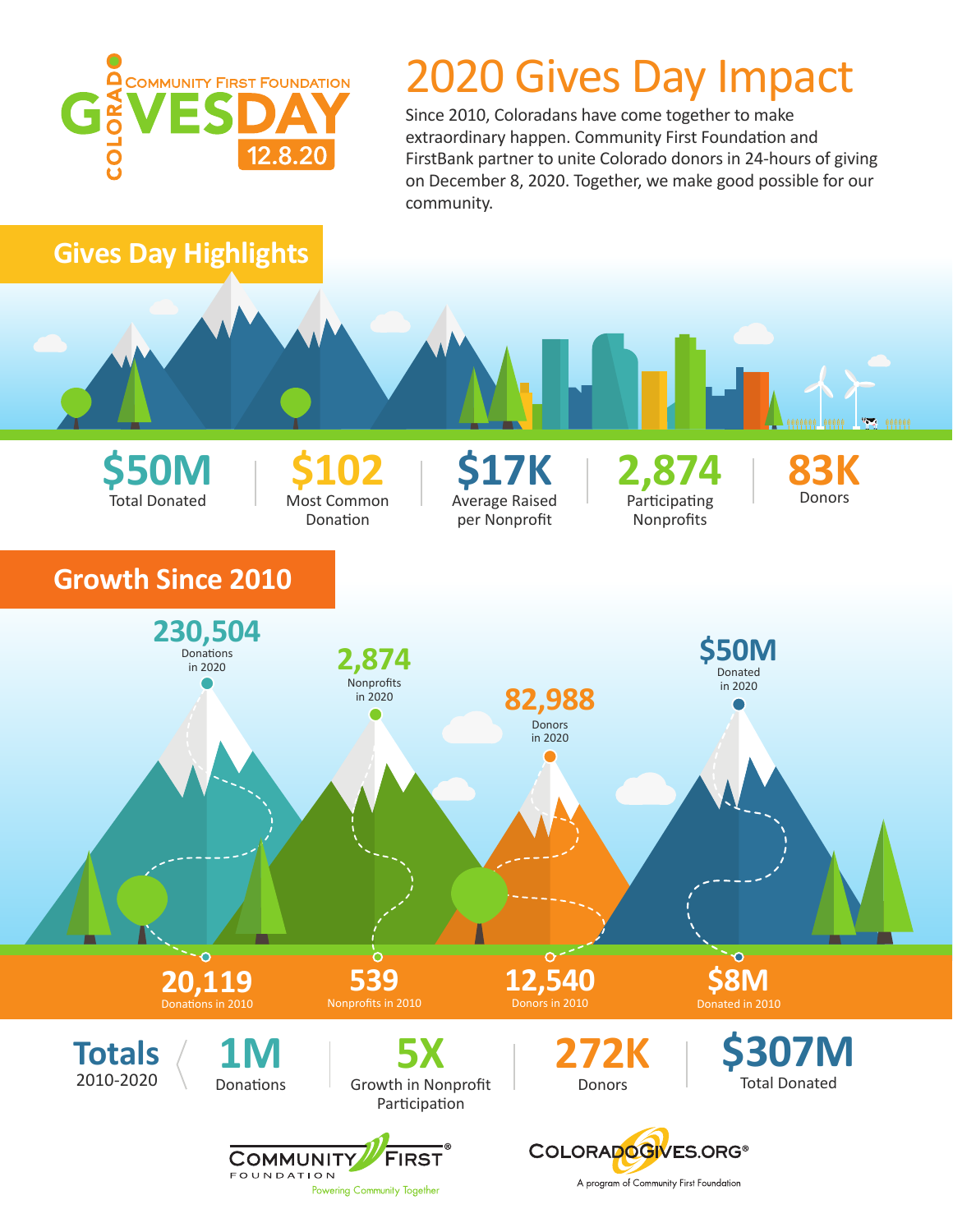COLORADO GIVESDAY
COMMUNITY FIRST FOUNDATION
12.8.20

# 2020 Gives Day Impact

Since 2010, Coloradans have come together to make extraordinary happen. Community First Foundation and FirstBank partner to unite Colorado donors in 24-hours of giving on December 8, 2020. Together, we make good possible for our community.

## Gives Day Highlights

**$50M**
Total Donated

**$102**
Most Common Donation

**$17K**
Average Raised per Nonprofit

**2,874**
Participating Nonprofits

**83K**
Donors

## Growth Since 2010

**230,504**
Donations in 2020

**2,874**
Nonprofits in 2020

**82,988**
Donors in 2020

**$50M**
Donated in 2020

**20,119**
Donations in 2010

**539**
Nonprofits in 2010

**12,540**
Donors in 2010

**$8M**
Donated in 2010

**Totals**
2010-2020

**1M**
Donations

**5X**
Growth in Nonprofit Participation

**272K**
Donors

**$307M**
Total Donated

COMMUNITY FIRST FOUNDATION
Powering Community Together

COLORADOGIVES.ORG
A program of Community First Foundation